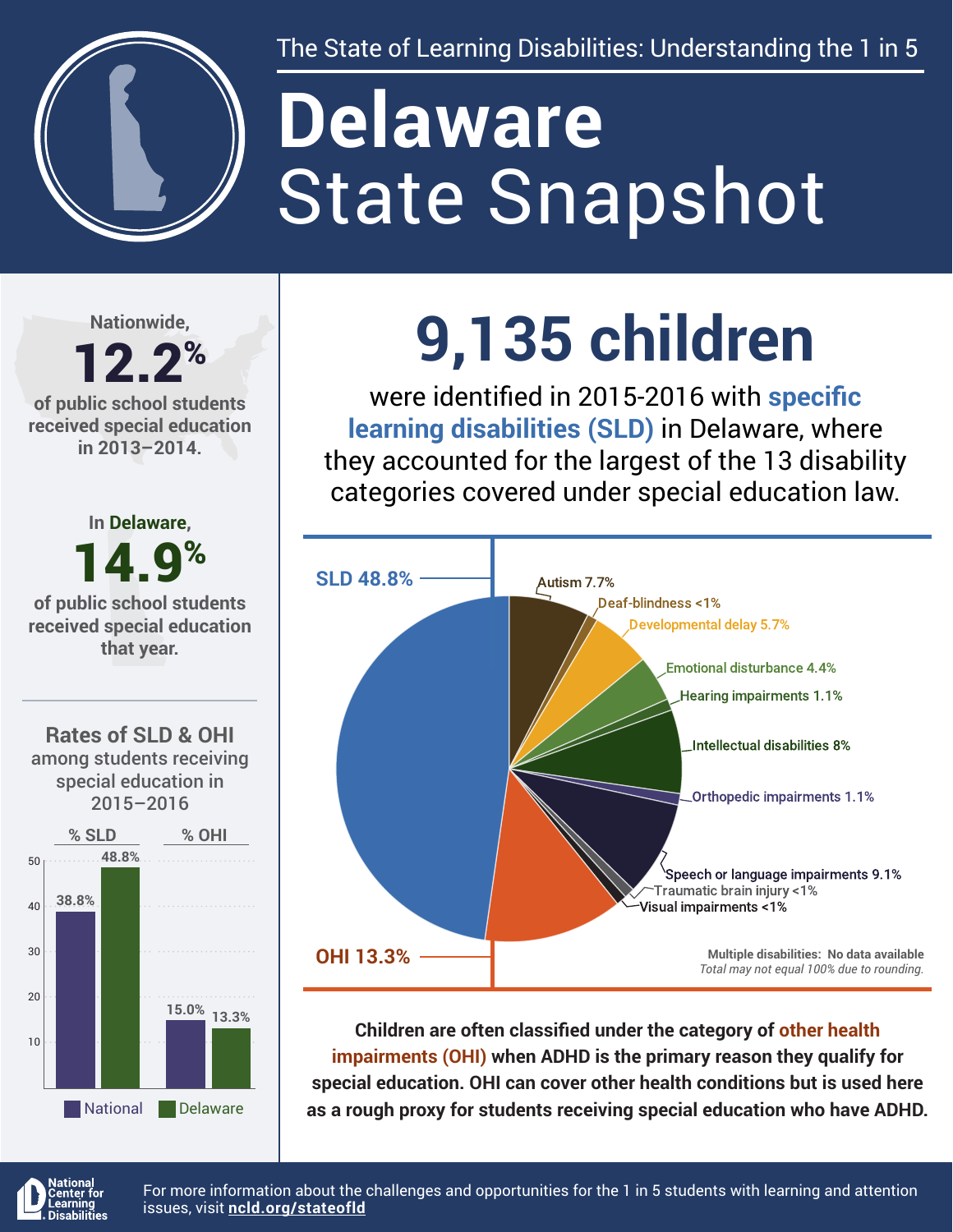The State of Learning Disabilities: Understanding the 1 in 5

# Delaware State Snapshot

Nationwide, **12.2%** of public school students received special education in 2013–2014.

In Delaware, **14.9%** of public school students received special education that year.

## 9,135 children

were identified in 2015-2016 with **specific learning disabilities (SLD)** in Delaware, where they accounted for the largest of the 13 disability categories covered under special education law.

| Category | % |
|---|---|
| SLD | 48.8% |
| OHI | 13.3% |
| Autism | 7.7% |
| Deaf-blindness | <1% |
| Developmental delay | 5.7% |
| Emotional disturbance | 4.4% |
| Hearing impairments | 1.1% |
| Intellectual disabilities | 8% |
| Orthopedic impairments | 1.1% |
| Speech or language impairments | 9.1% |
| Traumatic brain injury | <1% |
| Visual impairments | <1% |

**Multiple disabilities: No data available**

*Total may not equal 100% due to rounding.*

### Rates of SLD & OHI among students receiving special education in 2015–2016

| | % SLD | % OHI |
|---|---|---|
| National | 38.8% | 15.0% |
| Delaware | 48.8% | 13.3% |

**Children are often classified under the category of other health impairments (OHI) when ADHD is the primary reason they qualify for special education. OHI can cover other health conditions but is used here as a rough proxy for students receiving special education who have ADHD.**

National Center for Learning Disabilities

For more information about the challenges and opportunities for the 1 in 5 students with learning and attention issues, visit **ncld.org/stateofld**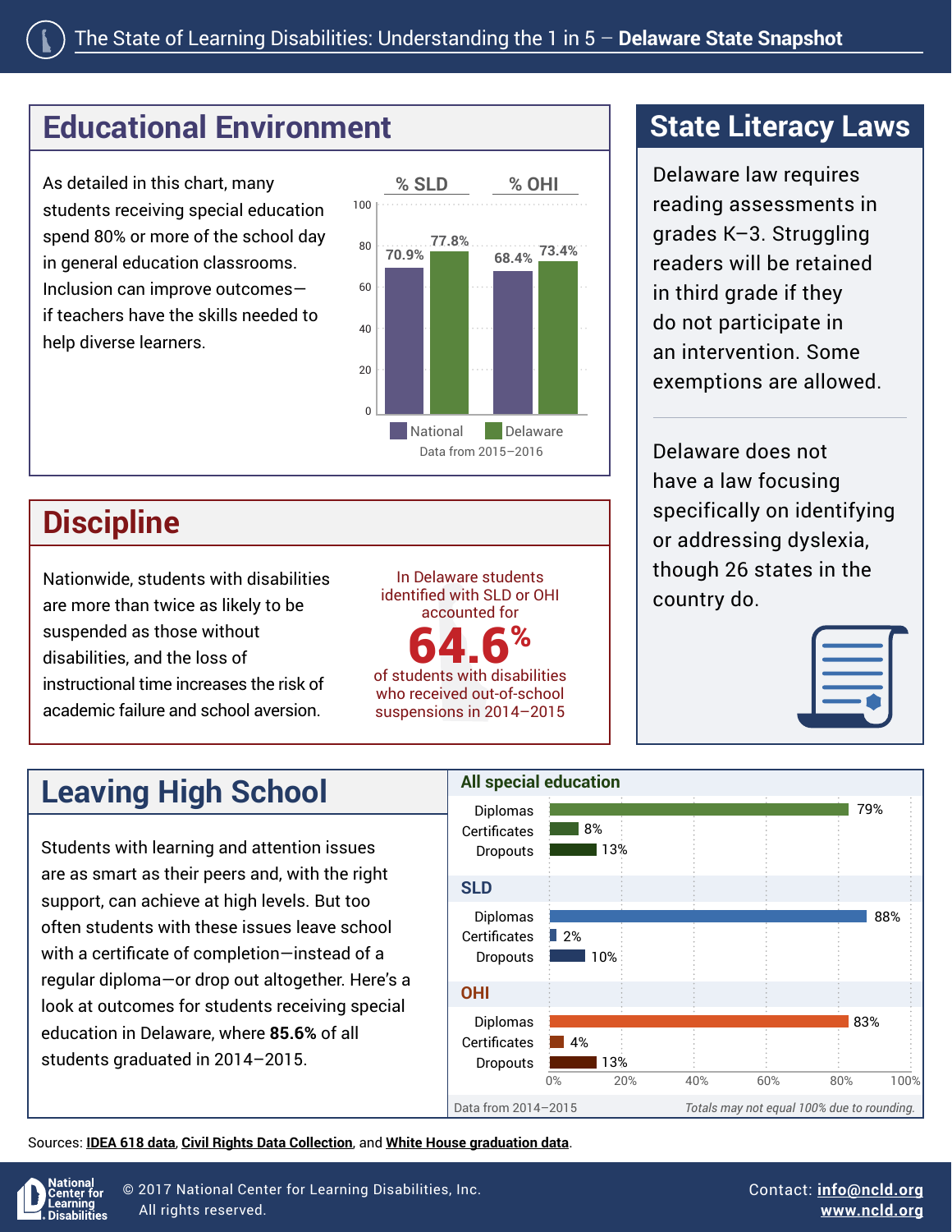## Educational Environment

As detailed in this chart, many students receiving special education spend 80% or more of the school day in general education classrooms. Inclusion can improve outcomes—if teachers have the skills needed to help diverse learners.

% SLD
% OHI

100
80
60
40
20
0

70.9%
77.8%
68.4%
73.4%

National
Delaware

Data from 2015–2016

## Discipline

Nationwide, students with disabilities are more than twice as likely to be suspended as those without disabilities, and the loss of instructional time increases the risk of academic failure and school aversion.

In Delaware students identified with SLD or OHI accounted for

**64.6%**

of students with disabilities who received out-of-school suspensions in 2014–2015

## State Literacy Laws

Delaware law requires reading assessments in grades K–3. Struggling readers will be retained in third grade if they do not participate in an intervention. Some exemptions are allowed.

Delaware does not have a law focusing specifically on identifying or addressing dyslexia, though 26 states in the country do.

## Leaving High School

Students with learning and attention issues are as smart as their peers and, with the right support, can achieve at high levels. But too often students with these issues leave school with a certificate of completion—instead of a regular diploma—or drop out altogether. Here's a look at outcomes for students receiving special education in Delaware, where **85.6%** of all students graduated in 2014–2015.

**All special education**

Diplomas 79%
Certificates 8%
Dropouts 13%

**SLD**

Diplomas 88%
Certificates 2%
Dropouts 10%

**OHI**

Diplomas 83%
Certificates 4%
Dropouts 13%

0% 20% 40% 60% 80% 100%

Data from 2014–2015

*Totals may not equal 100% due to rounding.*

Sources: **IDEA 618 data**, **Civil Rights Data Collection**, and **White House graduation data**.

National Center for Learning Disabilities

© 2017 National Center for Learning Disabilities, Inc. All rights reserved.

Contact: **info@ncld.org** **www.ncld.org**